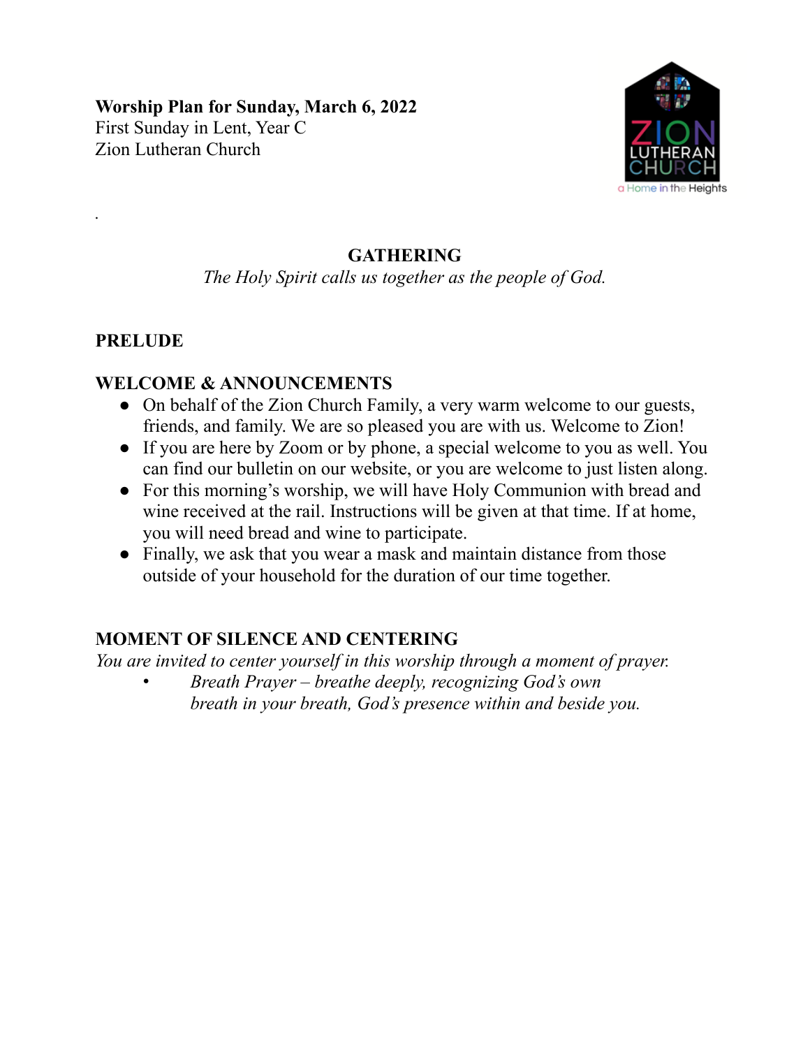**Worship Plan for Sunday, March 6, 2022**
First Sunday in Lent, Year C
Zion Lutheran Church

.

## GATHERING

*The Holy Spirit calls us together as the people of God.*

### PRELUDE

### WELCOME & ANNOUNCEMENTS

- On behalf of the Zion Church Family, a very warm welcome to our guests, friends, and family. We are so pleased you are with us. Welcome to Zion!
- If you are here by Zoom or by phone, a special welcome to you as well. You can find our bulletin on our website, or you are welcome to just listen along.
- For this morning's worship, we will have Holy Communion with bread and wine received at the rail. Instructions will be given at that time. If at home, you will need bread and wine to participate.
- Finally, we ask that you wear a mask and maintain distance from those outside of your household for the duration of our time together.

### MOMENT OF SILENCE AND CENTERING

*You are invited to center yourself in this worship through a moment of prayer.*

- *Breath Prayer – breathe deeply, recognizing God's own breath in your breath, God's presence within and beside you.*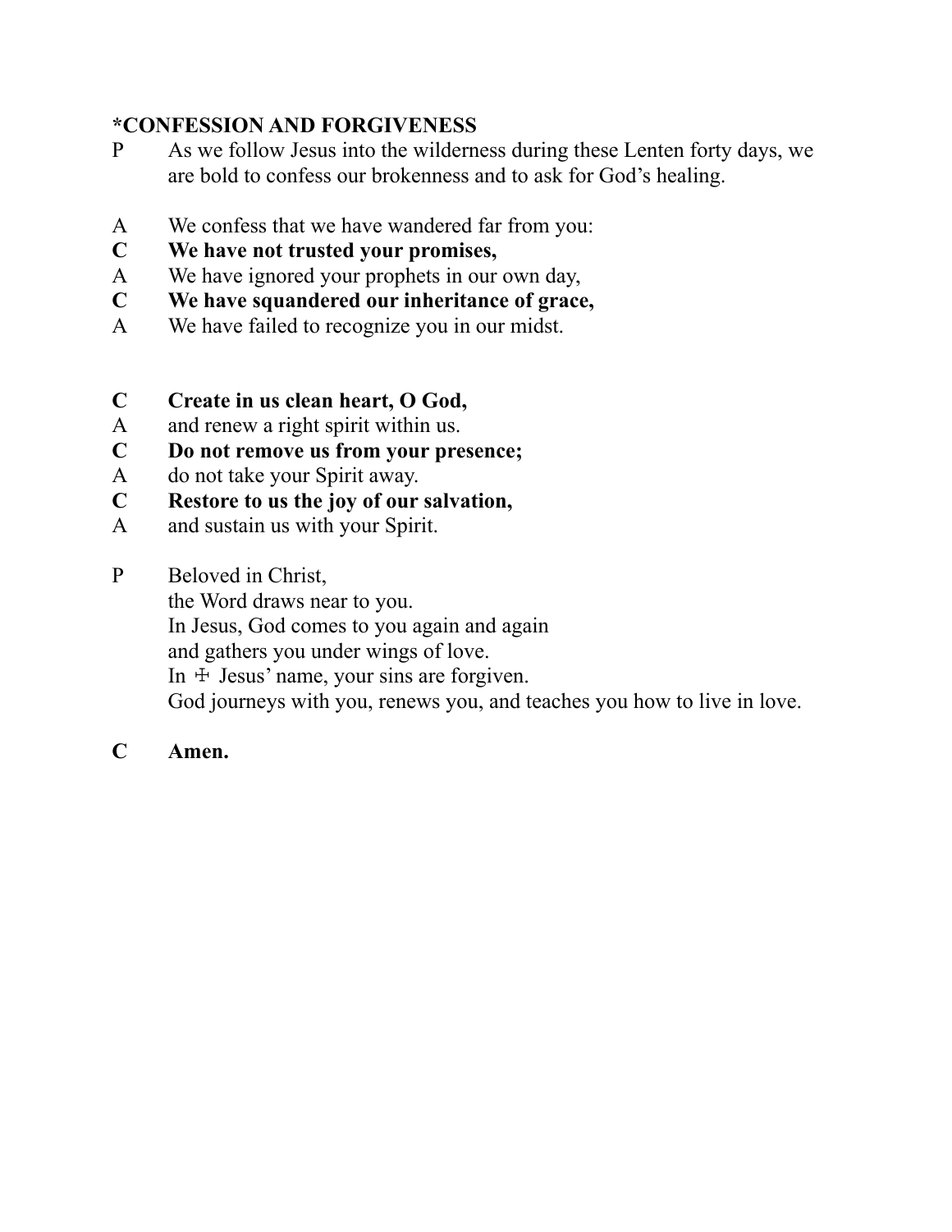**\*CONFESSION AND FORGIVENESS**

P As we follow Jesus into the wilderness during these Lenten forty days, we are bold to confess our brokenness and to ask for God's healing.

A We confess that we have wandered far from you:

**C We have not trusted your promises,**

A We have ignored your prophets in our own day,

**C We have squandered our inheritance of grace,**

A We have failed to recognize you in our midst.

**C Create in us clean heart, O God,**

A and renew a right spirit within us.

**C Do not remove us from your presence;**

A do not take your Spirit away.

**C Restore to us the joy of our salvation,**

A and sustain us with your Spirit.

P Beloved in Christ,
the Word draws near to you.
In Jesus, God comes to you again and again
and gathers you under wings of love.
In ☩ Jesus' name, your sins are forgiven.
God journeys with you, renews you, and teaches you how to live in love.

**C Amen.**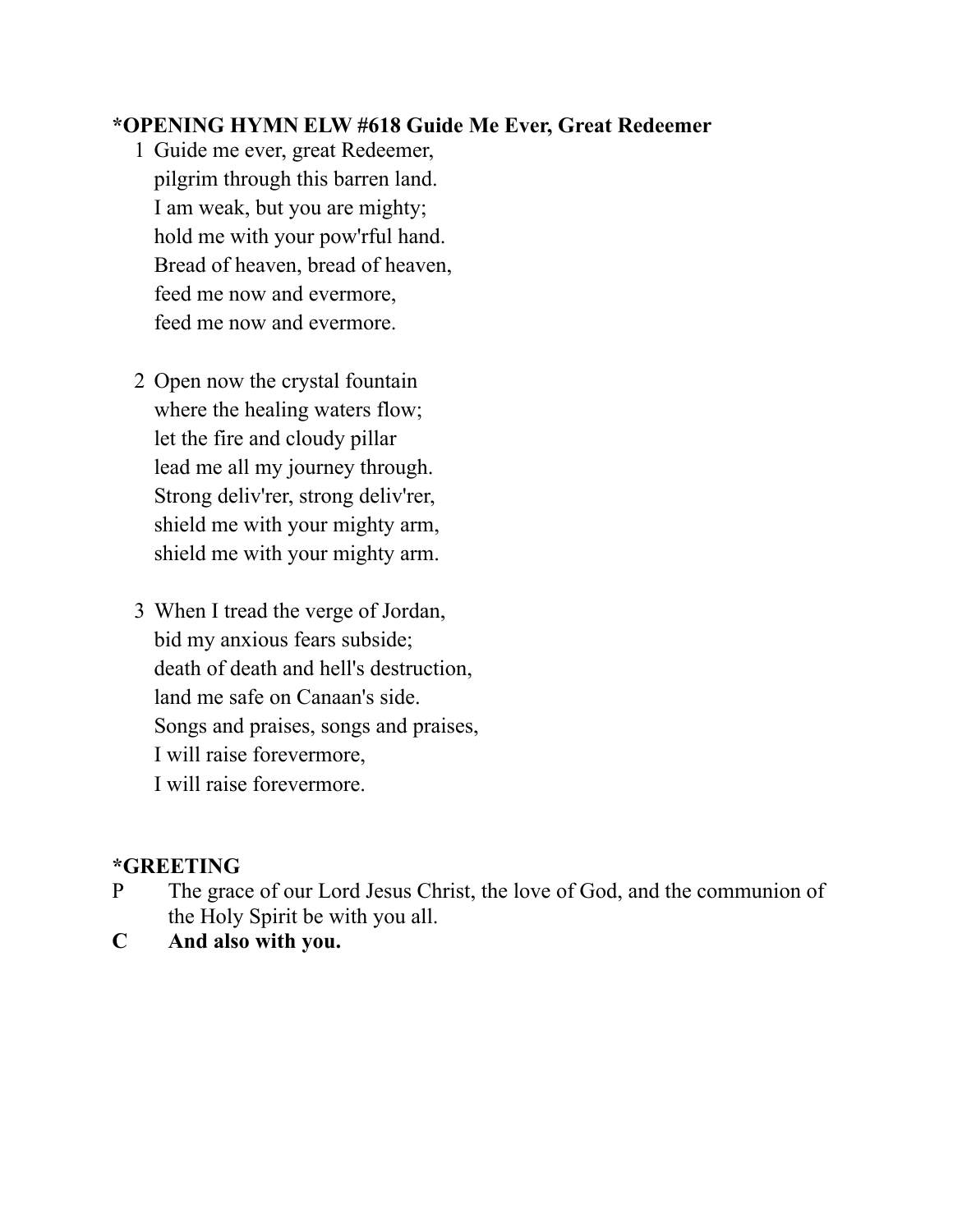**\*OPENING HYMN ELW #618 Guide Me Ever, Great Redeemer**

1 Guide me ever, great Redeemer,
pilgrim through this barren land.
I am weak, but you are mighty;
hold me with your pow'rful hand.
Bread of heaven, bread of heaven,
feed me now and evermore,
feed me now and evermore.

2 Open now the crystal fountain
where the healing waters flow;
let the fire and cloudy pillar
lead me all my journey through.
Strong deliv'rer, strong deliv'rer,
shield me with your mighty arm,
shield me with your mighty arm.

3 When I tread the verge of Jordan,
bid my anxious fears subside;
death of death and hell's destruction,
land me safe on Canaan's side.
Songs and praises, songs and praises,
I will raise forevermore,
I will raise forevermore.

**\*GREETING**

P The grace of our Lord Jesus Christ, the love of God, and the communion of the Holy Spirit be with you all.

**C And also with you.**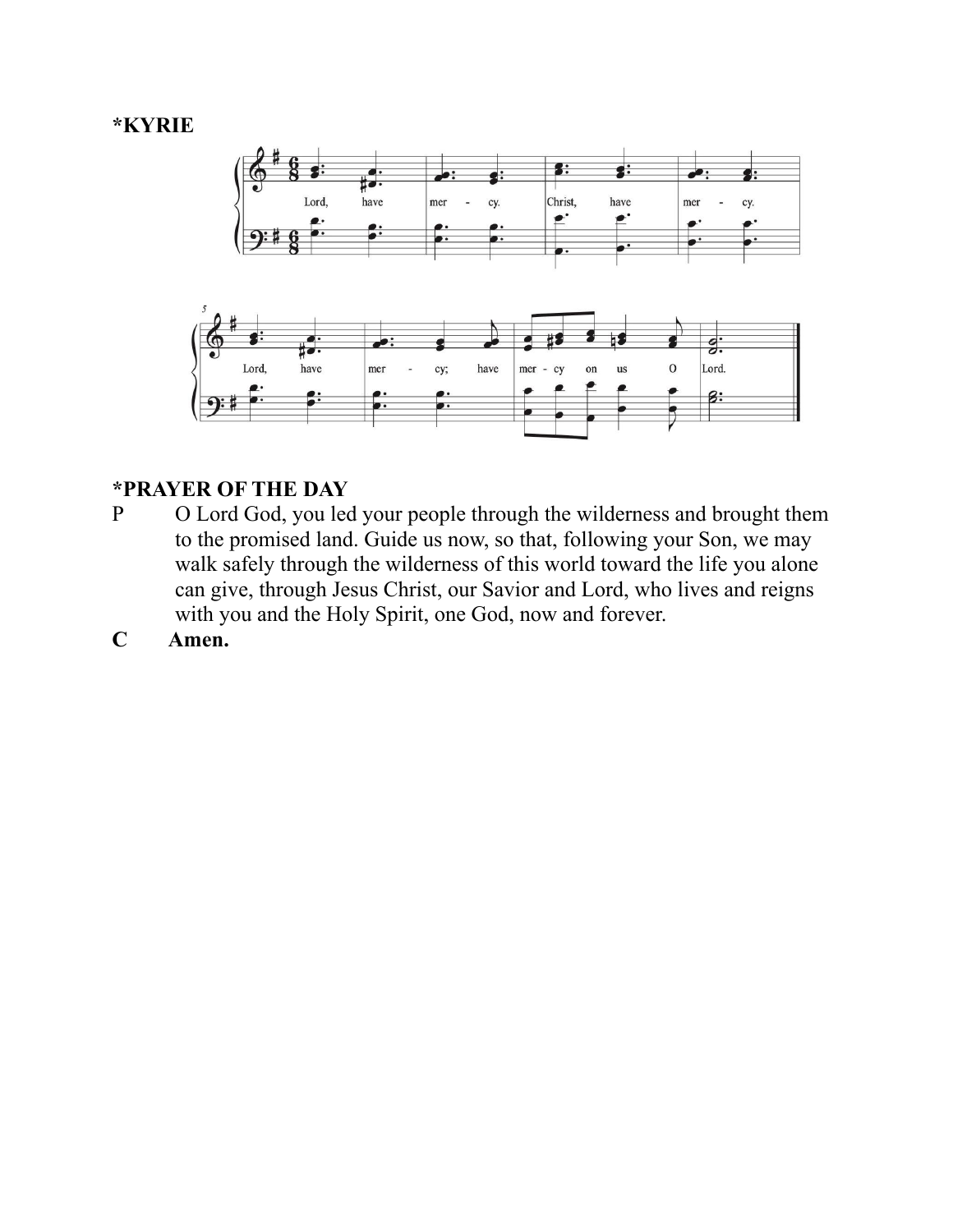**\*KYRIE**

**\*PRAYER OF THE DAY**

P O Lord God, you led your people through the wilderness and brought them to the promised land. Guide us now, so that, following your Son, we may walk safely through the wilderness of this world toward the life you alone can give, through Jesus Christ, our Savior and Lord, who lives and reigns with you and the Holy Spirit, one God, now and forever.

**C Amen.**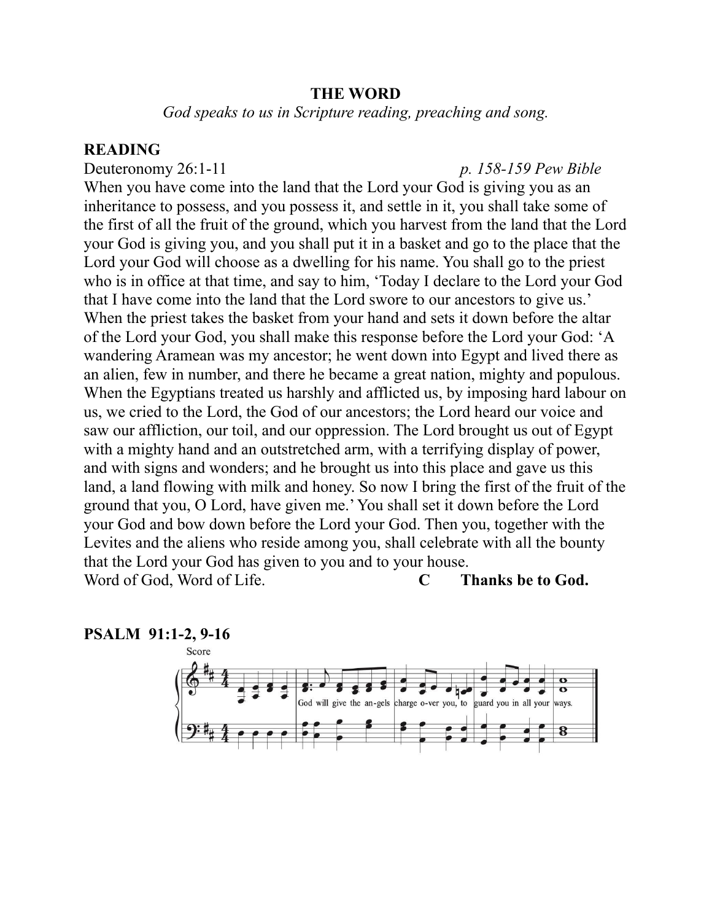**THE WORD**

*God speaks to us in Scripture reading, preaching and song.*

**READING**

Deuteronomy 26:1-11 *p. 158-159 Pew Bible*

When you have come into the land that the Lord your God is giving you as an inheritance to possess, and you possess it, and settle in it, you shall take some of the first of all the fruit of the ground, which you harvest from the land that the Lord your God is giving you, and you shall put it in a basket and go to the place that the Lord your God will choose as a dwelling for his name. You shall go to the priest who is in office at that time, and say to him, 'Today I declare to the Lord your God that I have come into the land that the Lord swore to our ancestors to give us.' When the priest takes the basket from your hand and sets it down before the altar of the Lord your God, you shall make this response before the Lord your God: 'A wandering Aramean was my ancestor; he went down into Egypt and lived there as an alien, few in number, and there he became a great nation, mighty and populous. When the Egyptians treated us harshly and afflicted us, by imposing hard labour on us, we cried to the Lord, the God of our ancestors; the Lord heard our voice and saw our affliction, our toil, and our oppression. The Lord brought us out of Egypt with a mighty hand and an outstretched arm, with a terrifying display of power, and with signs and wonders; and he brought us into this place and gave us this land, a land flowing with milk and honey. So now I bring the first of the fruit of the ground that you, O Lord, have given me.' You shall set it down before the Lord your God and bow down before the Lord your God. Then you, together with the Levites and the aliens who reside among you, shall celebrate with all the bounty that the Lord your God has given to you and to your house.

Word of God, Word of Life. **C Thanks be to God.**

**PSALM 91:1-2, 9-16**

Score

God will give the an-gels charge o-ver you, to guard you in all your ways.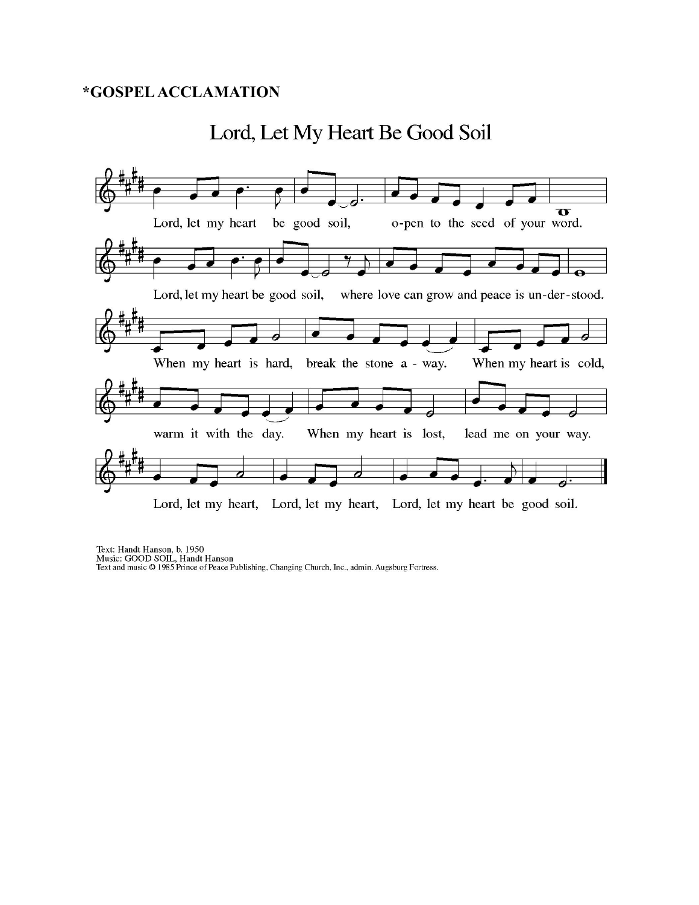**\*GOSPEL ACCLAMATION**

# Lord, Let My Heart Be Good Soil

Lord, let my heart be good soil, o-pen to the seed of your word.

Lord, let my heart be good soil, where love can grow and peace is un-der-stood.

When my heart is hard, break the stone a - way. When my heart is cold,

warm it with the day. When my heart is lost, lead me on your way.

Lord, let my heart, Lord, let my heart, Lord, let my heart be good soil.

Text: Handt Hanson, b. 1950
Music: GOOD SOIL, Handt Hanson
Text and music © 1985 Prince of Peace Publishing, Changing Church, Inc., admin. Augsburg Fortress.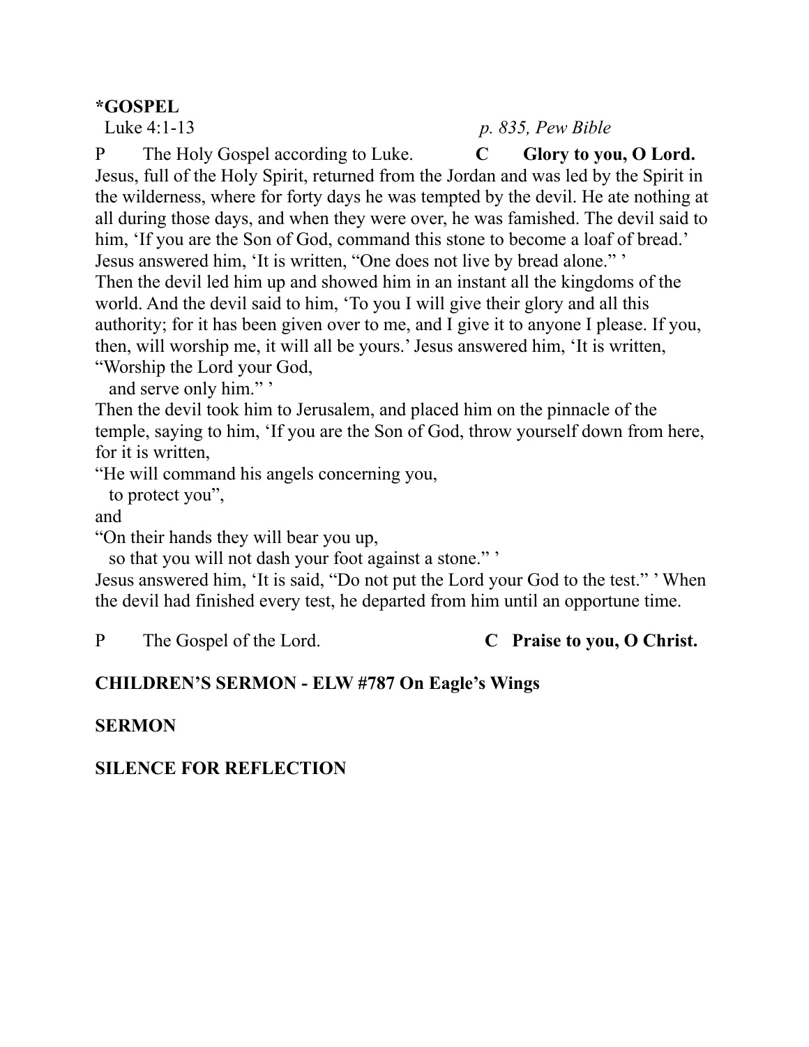**\*GOSPEL**

Luke 4:1-13 *p. 835, Pew Bible*

P The Holy Gospel according to Luke. **C Glory to you, O Lord.**

Jesus, full of the Holy Spirit, returned from the Jordan and was led by the Spirit in the wilderness, where for forty days he was tempted by the devil. He ate nothing at all during those days, and when they were over, he was famished. The devil said to him, 'If you are the Son of God, command this stone to become a loaf of bread.' Jesus answered him, 'It is written, "One does not live by bread alone." '

Then the devil led him up and showed him in an instant all the kingdoms of the world. And the devil said to him, 'To you I will give their glory and all this authority; for it has been given over to me, and I give it to anyone I please. If you, then, will worship me, it will all be yours.' Jesus answered him, 'It is written,
"Worship the Lord your God,
  and serve only him." '

Then the devil took him to Jerusalem, and placed him on the pinnacle of the temple, saying to him, 'If you are the Son of God, throw yourself down from here, for it is written,
"He will command his angels concerning you,
  to protect you",
and
"On their hands they will bear you up,
  so that you will not dash your foot against a stone." '

Jesus answered him, 'It is said, "Do not put the Lord your God to the test." ' When the devil had finished every test, he departed from him until an opportune time.

P The Gospel of the Lord. **C Praise to you, O Christ.**

**CHILDREN'S SERMON - ELW #787 On Eagle's Wings**

**SERMON**

**SILENCE FOR REFLECTION**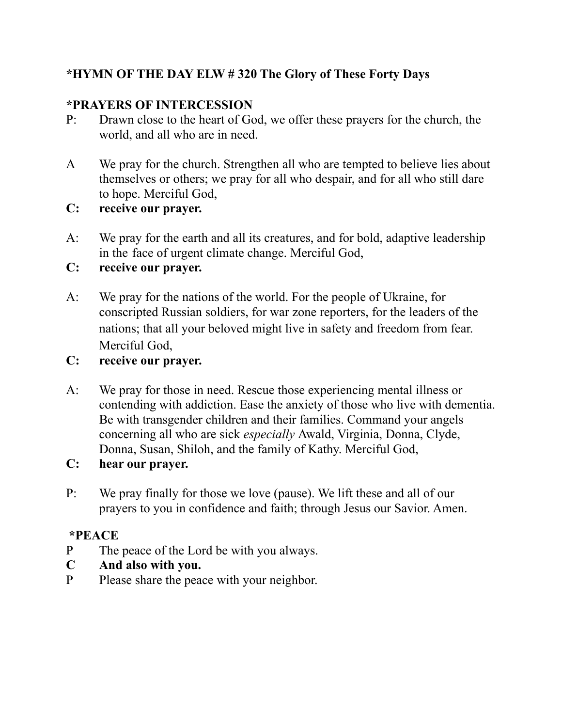**\*HYMN OF THE DAY ELW # 320 The Glory of These Forty Days**

**\*PRAYERS OF INTERCESSION**

P: Drawn close to the heart of God, we offer these prayers for the church, the world, and all who are in need.

A We pray for the church. Strengthen all who are tempted to believe lies about themselves or others; we pray for all who despair, and for all who still dare to hope. Merciful God,

**C: receive our prayer.**

A: We pray for the earth and all its creatures, and for bold, adaptive leadership in the face of urgent climate change. Merciful God,

**C: receive our prayer.**

A: We pray for the nations of the world. For the people of Ukraine, for conscripted Russian soldiers, for war zone reporters, for the leaders of the nations; that all your beloved might live in safety and freedom from fear. Merciful God,

**C: receive our prayer.**

A: We pray for those in need. Rescue those experiencing mental illness or contending with addiction. Ease the anxiety of those who live with dementia. Be with transgender children and their families. Command your angels concerning all who are sick *especially* Awald, Virginia, Donna, Clyde, Donna, Susan, Shiloh, and the family of Kathy. Merciful God,

**C: hear our prayer.**

P: We pray finally for those we love (pause). We lift these and all of our prayers to you in confidence and faith; through Jesus our Savior. Amen.

**\*PEACE**

P The peace of the Lord be with you always.

**C And also with you.**

P Please share the peace with your neighbor.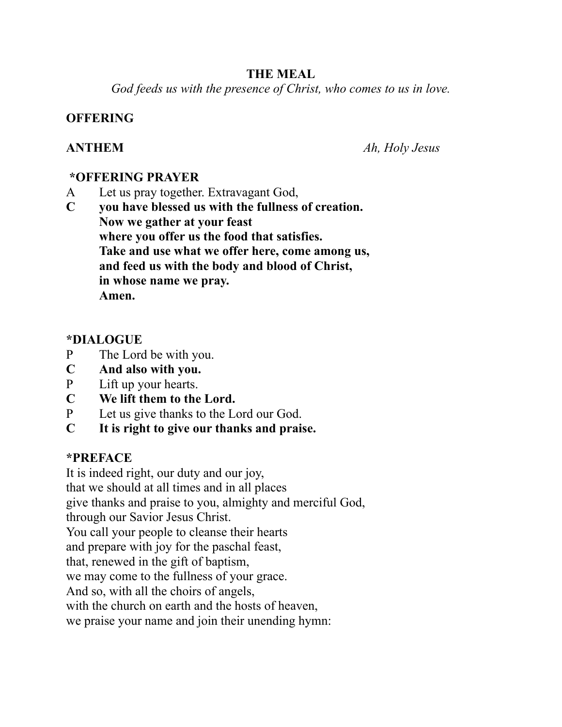## THE MEAL

*God feeds us with the presence of Christ, who comes to us in love.*

**OFFERING**

**ANTHEM** *Ah, Holy Jesus*

**\*OFFERING PRAYER**

A Let us pray together. Extravagant God,

**C you have blessed us with the fullness of creation.**
**Now we gather at your feast**
**where you offer us the food that satisfies.**
**Take and use what we offer here, come among us,**
**and feed us with the body and blood of Christ,**
**in whose name we pray.**
**Amen.**

**\*DIALOGUE**

P The Lord be with you.

**C And also with you.**

P Lift up your hearts.

**C We lift them to the Lord.**

P Let us give thanks to the Lord our God.

**C It is right to give our thanks and praise.**

**\*PREFACE**

It is indeed right, our duty and our joy,
that we should at all times and in all places
give thanks and praise to you, almighty and merciful God,
through our Savior Jesus Christ.
You call your people to cleanse their hearts
and prepare with joy for the paschal feast,
that, renewed in the gift of baptism,
we may come to the fullness of your grace.
And so, with all the choirs of angels,
with the church on earth and the hosts of heaven,
we praise your name and join their unending hymn: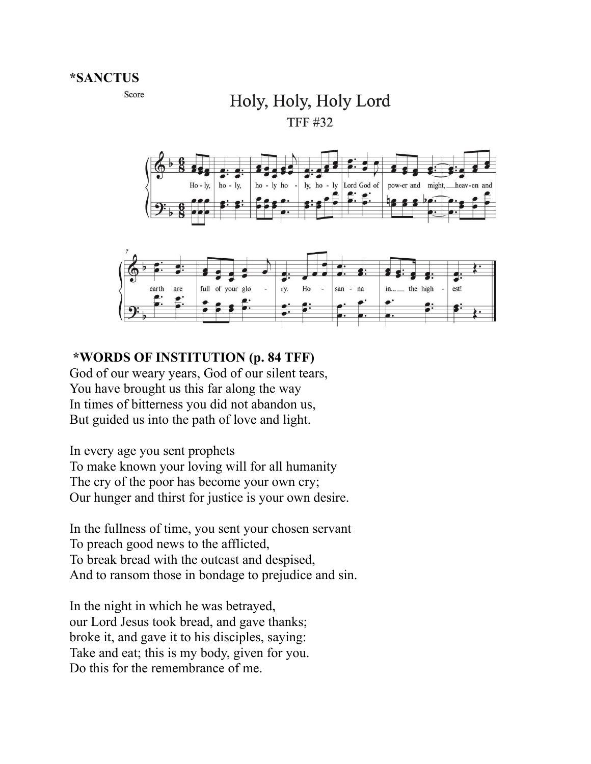**\*SANCTUS**

Score

## Holy, Holy, Holy Lord

TFF #32

Ho - ly, ho - ly, ho - ly ho - ly, ho - ly Lord God of pow-er and might, heav-en and earth are full of your glo - ry. Ho - san - na in... the high - est!

**\*WORDS OF INSTITUTION (p. 84 TFF)**

God of our weary years, God of our silent tears,
You have brought us this far along the way
In times of bitterness you did not abandon us,
But guided us into the path of love and light.

In every age you sent prophets
To make known your loving will for all humanity
The cry of the poor has become your own cry;
Our hunger and thirst for justice is your own desire.

In the fullness of time, you sent your chosen servant
To preach good news to the afflicted,
To break bread with the outcast and despised,
And to ransom those in bondage to prejudice and sin.

In the night in which he was betrayed,
our Lord Jesus took bread, and gave thanks;
broke it, and gave it to his disciples, saying:
Take and eat; this is my body, given for you.
Do this for the remembrance of me.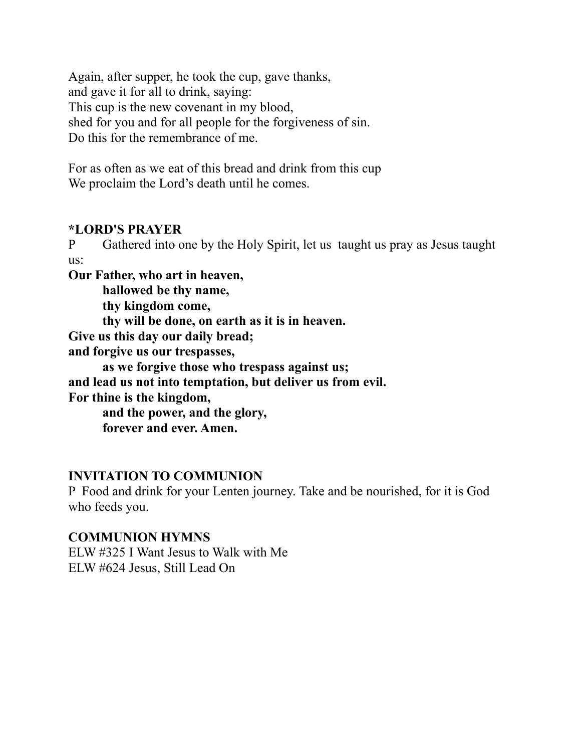Again, after supper, he took the cup, gave thanks,
and gave it for all to drink, saying:
This cup is the new covenant in my blood,
shed for you and for all people for the forgiveness of sin.
Do this for the remembrance of me.

For as often as we eat of this bread and drink from this cup
We proclaim the Lord's death until he comes.

**\*LORD'S PRAYER**

P Gathered into one by the Holy Spirit, let us taught us pray as Jesus taught us:

**Our Father, who art in heaven,**
**hallowed be thy name,**
**thy kingdom come,**
**thy will be done, on earth as it is in heaven.**
**Give us this day our daily bread;**
**and forgive us our trespasses,**
**as we forgive those who trespass against us;**
**and lead us not into temptation, but deliver us from evil.**
**For thine is the kingdom,**
**and the power, and the glory,**
**forever and ever. Amen.**

**INVITATION TO COMMUNION**

P Food and drink for your Lenten journey. Take and be nourished, for it is God who feeds you.

**COMMUNION HYMNS**

ELW #325 I Want Jesus to Walk with Me
ELW #624 Jesus, Still Lead On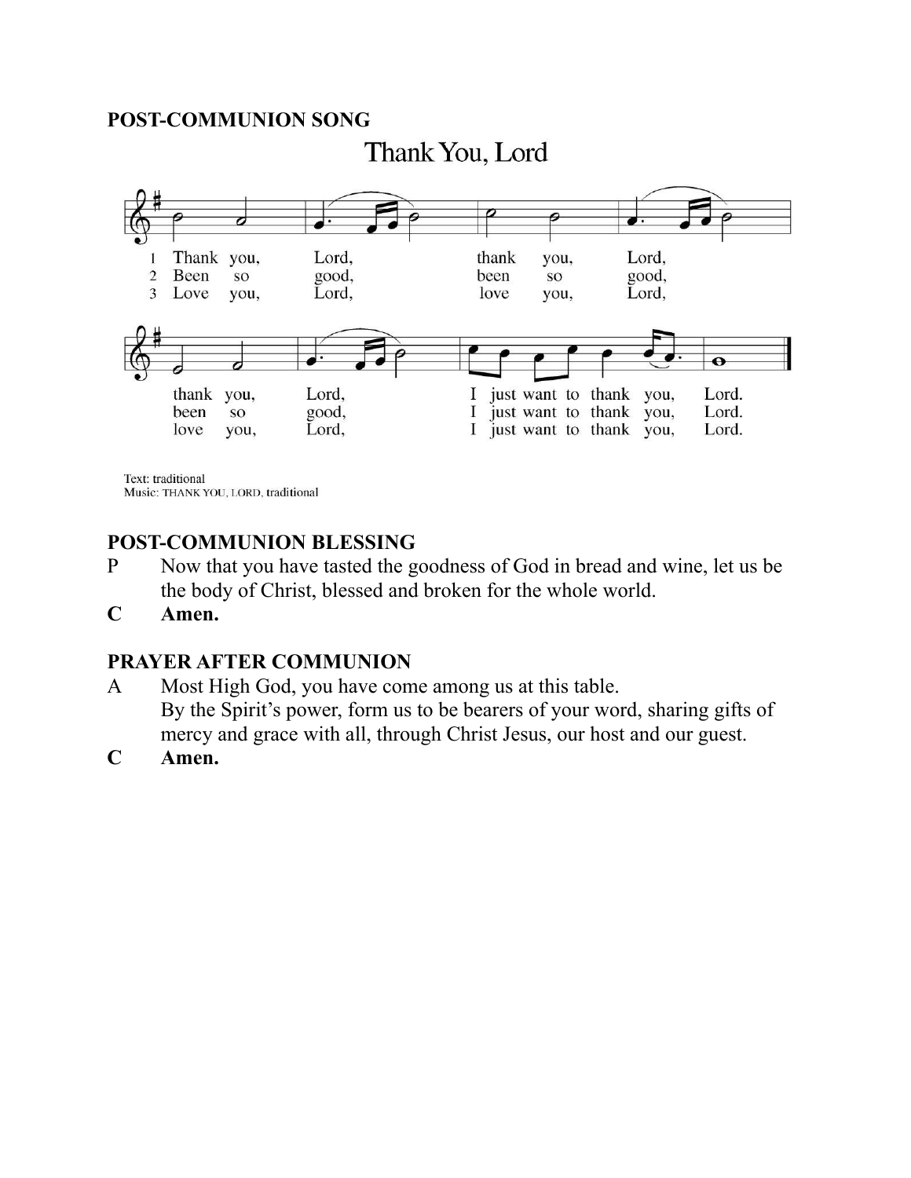**POST-COMMUNION SONG**

## Thank You, Lord

1 Thank you, Lord, thank you, Lord, thank you, Lord, I just want to thank you, Lord.
2 Been so good, been so good, been so good, I just want to thank you, Lord.
3 Love you, Lord, love you, Lord, love you, Lord, I just want to thank you, Lord.

Text: traditional
Music: THANK YOU, LORD, traditional

**POST-COMMUNION BLESSING**

P Now that you have tasted the goodness of God in bread and wine, let us be the body of Christ, blessed and broken for the whole world.

**C Amen.**

**PRAYER AFTER COMMUNION**

A Most High God, you have come among us at this table.
By the Spirit's power, form us to be bearers of your word, sharing gifts of mercy and grace with all, through Christ Jesus, our host and our guest.

**C Amen.**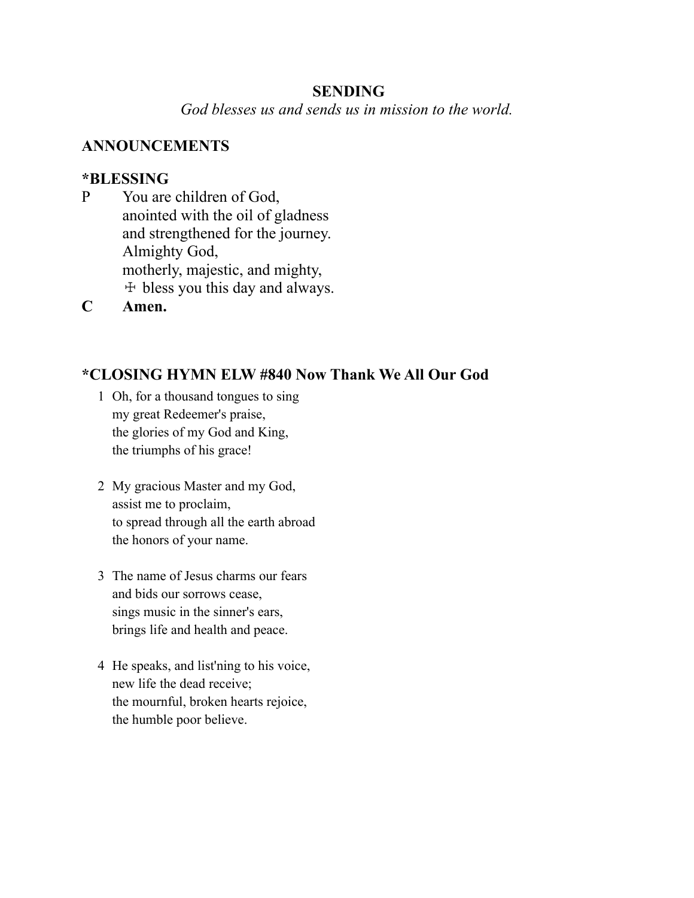**SENDING**

*God blesses us and sends us in mission to the world.*

**ANNOUNCEMENTS**

**\*BLESSING**

P You are children of God,
anointed with the oil of gladness
and strengthened for the journey.
Almighty God,
motherly, majestic, and mighty,
☩ bless you this day and always.

**C Amen.**

**\*CLOSING HYMN ELW #840 Now Thank We All Our God**

1 Oh, for a thousand tongues to sing
my great Redeemer's praise,
the glories of my God and King,
the triumphs of his grace!

2 My gracious Master and my God,
assist me to proclaim,
to spread through all the earth abroad
the honors of your name.

3 The name of Jesus charms our fears
and bids our sorrows cease,
sings music in the sinner's ears,
brings life and health and peace.

4 He speaks, and list'ning to his voice,
new life the dead receive;
the mournful, broken hearts rejoice,
the humble poor believe.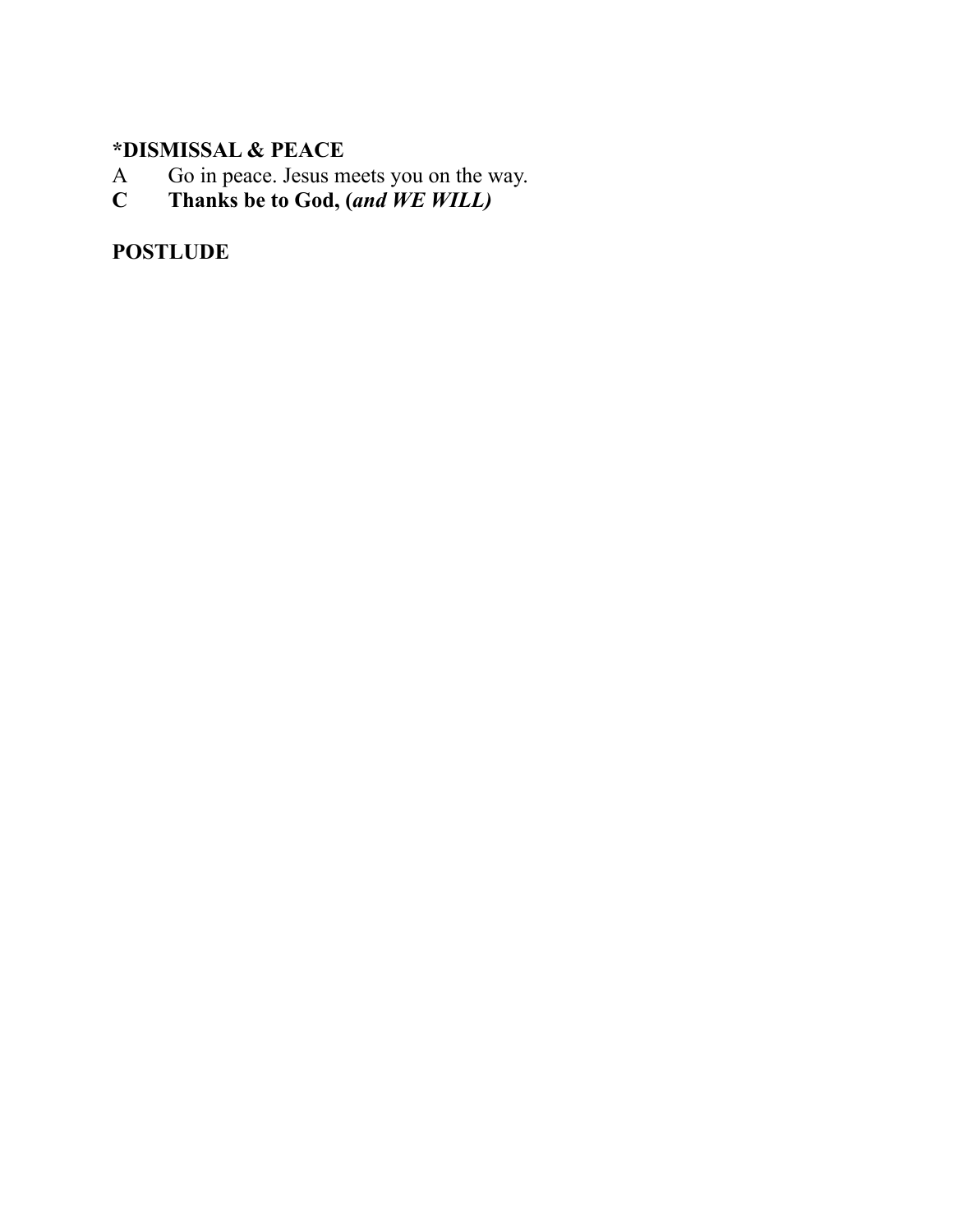**\*DISMISSAL & PEACE**

A Go in peace. Jesus meets you on the way.

**C Thanks be to God, (*and WE WILL)***

**POSTLUDE**